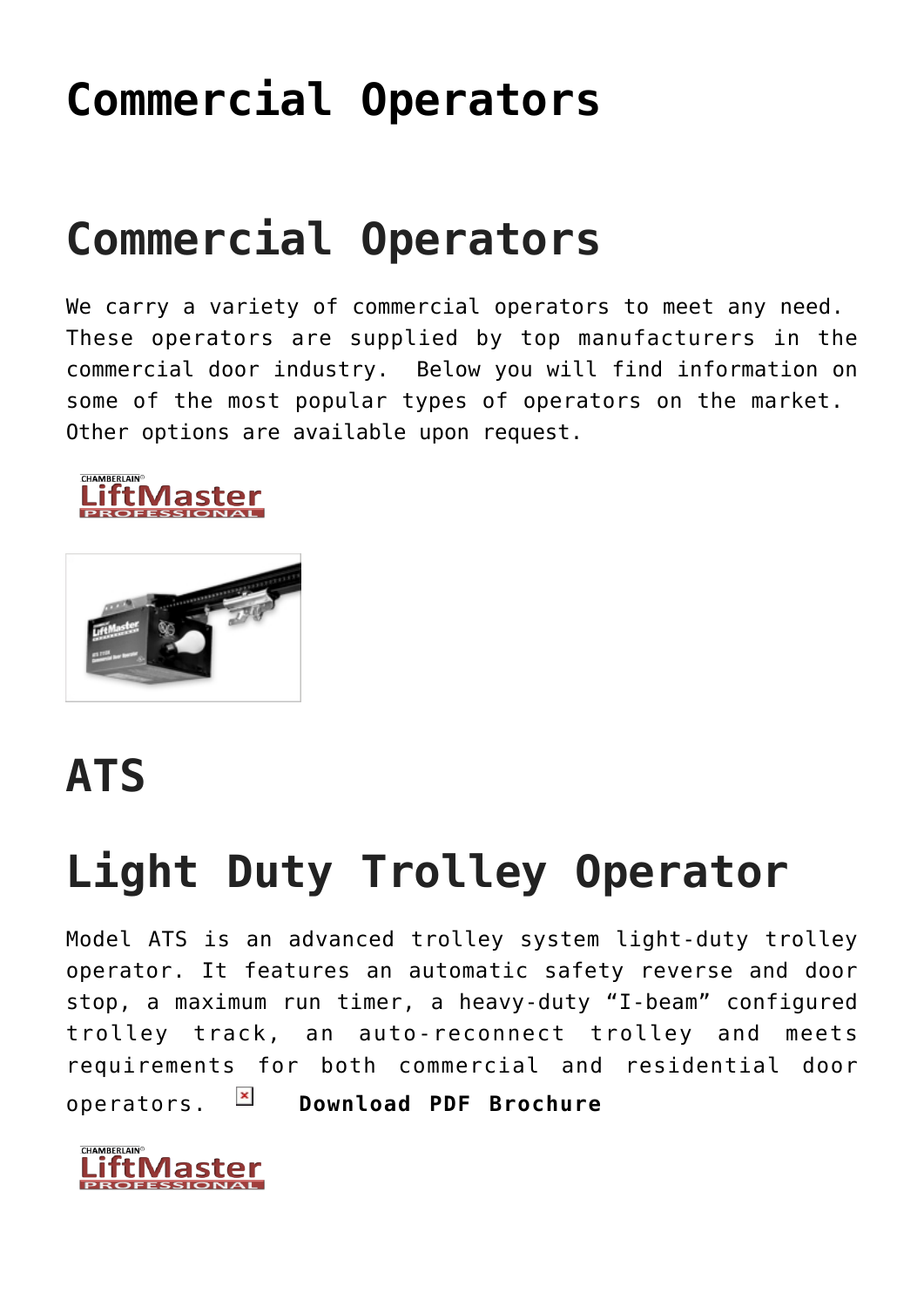# Commercial Operators

# Commercial Operators

We carry a variety of commercial operators to meet any need. These operators are supplied by top manufacturers in the commercial door industry. Below you will find information on some of the most popular types of operators on the market. Other options are available upon request.

# ATS

# Light Duty Trolley Operator

Model ATS is an advanced trolley system light-duty trolley operator. It features an automatic safety reverse and door stop, a maximum run timer, a heavy-duty "I-beam" configured trolley track, an auto-reconnect trolley and meets requirements for both commercial and residential door operators. **Download PDF Brochure**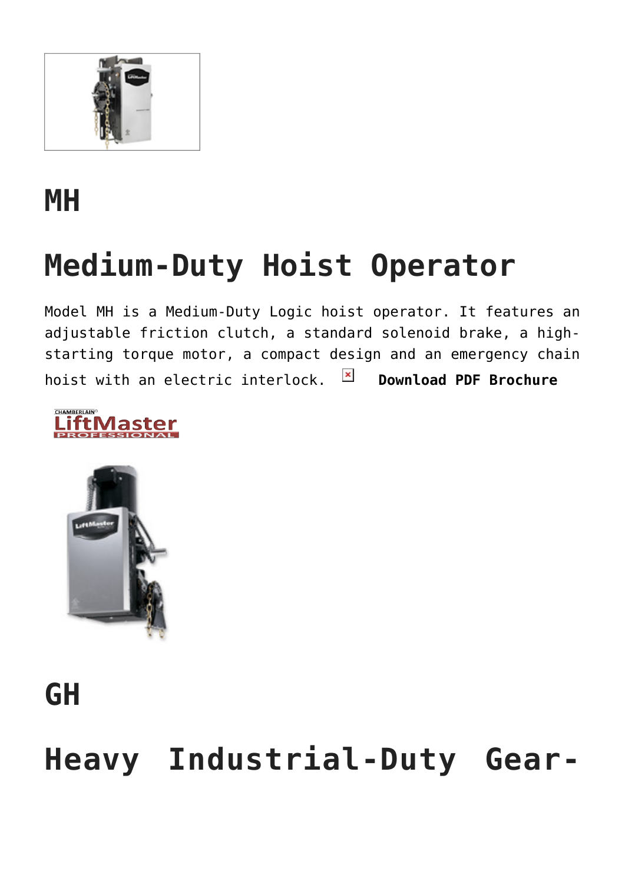# MH

# Medium-Duty Hoist Operator

Model MH is a Medium-Duty Logic hoist operator. It features an adjustable friction clutch, a standard solenoid brake, a high-starting torque motor, a compact design and an emergency chain hoist with an electric interlock. **Download PDF Brochure**

# GH

# Heavy Industrial-Duty Gear-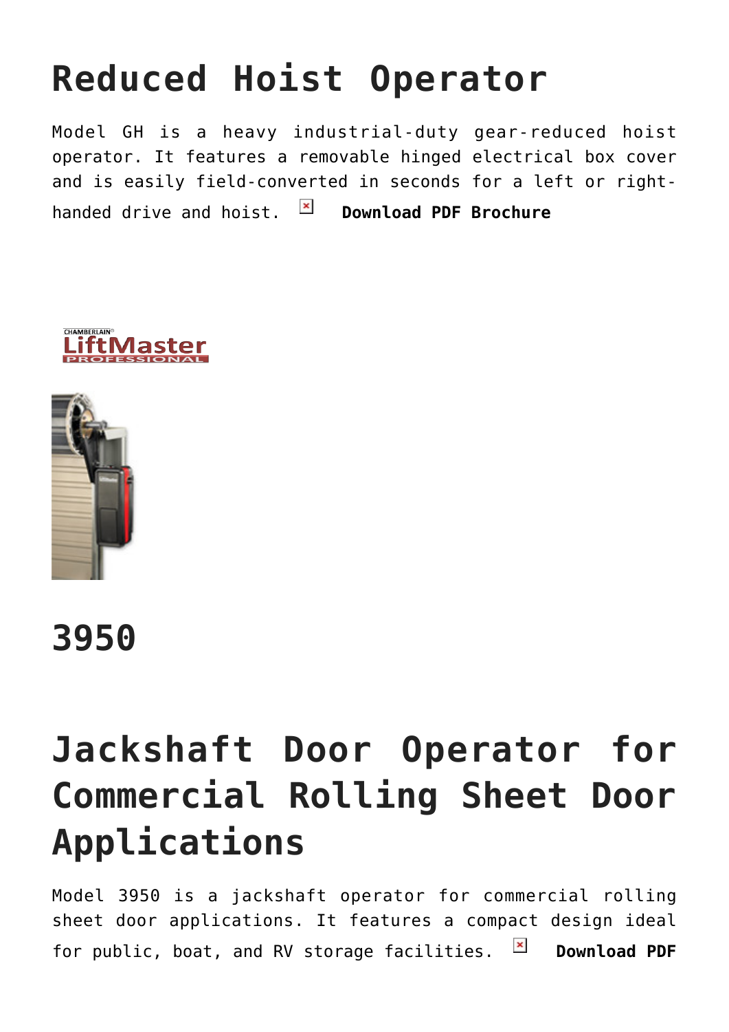# Reduced Hoist Operator

Model GH is a heavy industrial-duty gear-reduced hoist operator. It features a removable hinged electrical box cover and is easily field-converted in seconds for a left or right-handed drive and hoist. **Download PDF Brochure**

# 3950

# Jackshaft Door Operator for Commercial Rolling Sheet Door Applications

Model 3950 is a jackshaft operator for commercial rolling sheet door applications. It features a compact design ideal for public, boat, and RV storage facilities. **Download PDF**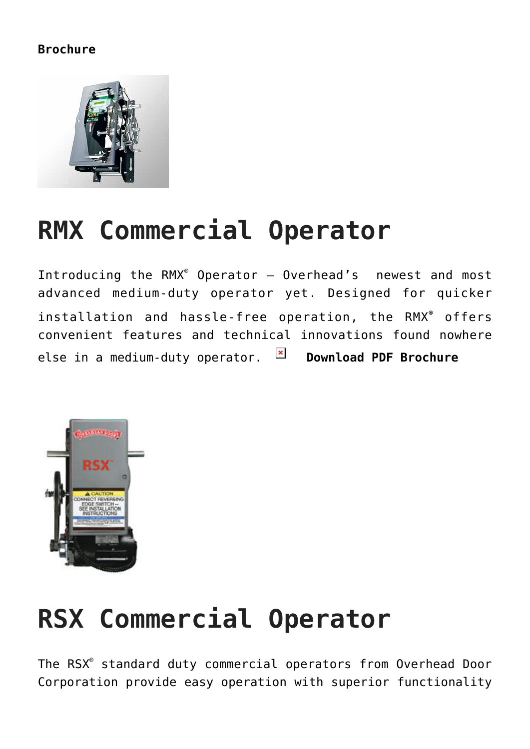**Brochure**

# RMX Commercial Operator

Introducing the RMX® Operator – Overhead's newest and most advanced medium-duty operator yet. Designed for quicker installation and hassle-free operation, the RMX® offers convenient features and technical innovations found nowhere else in a medium-duty operator. **Download PDF Brochure**

# RSX Commercial Operator

The RSX® standard duty commercial operators from Overhead Door Corporation provide easy operation with superior functionality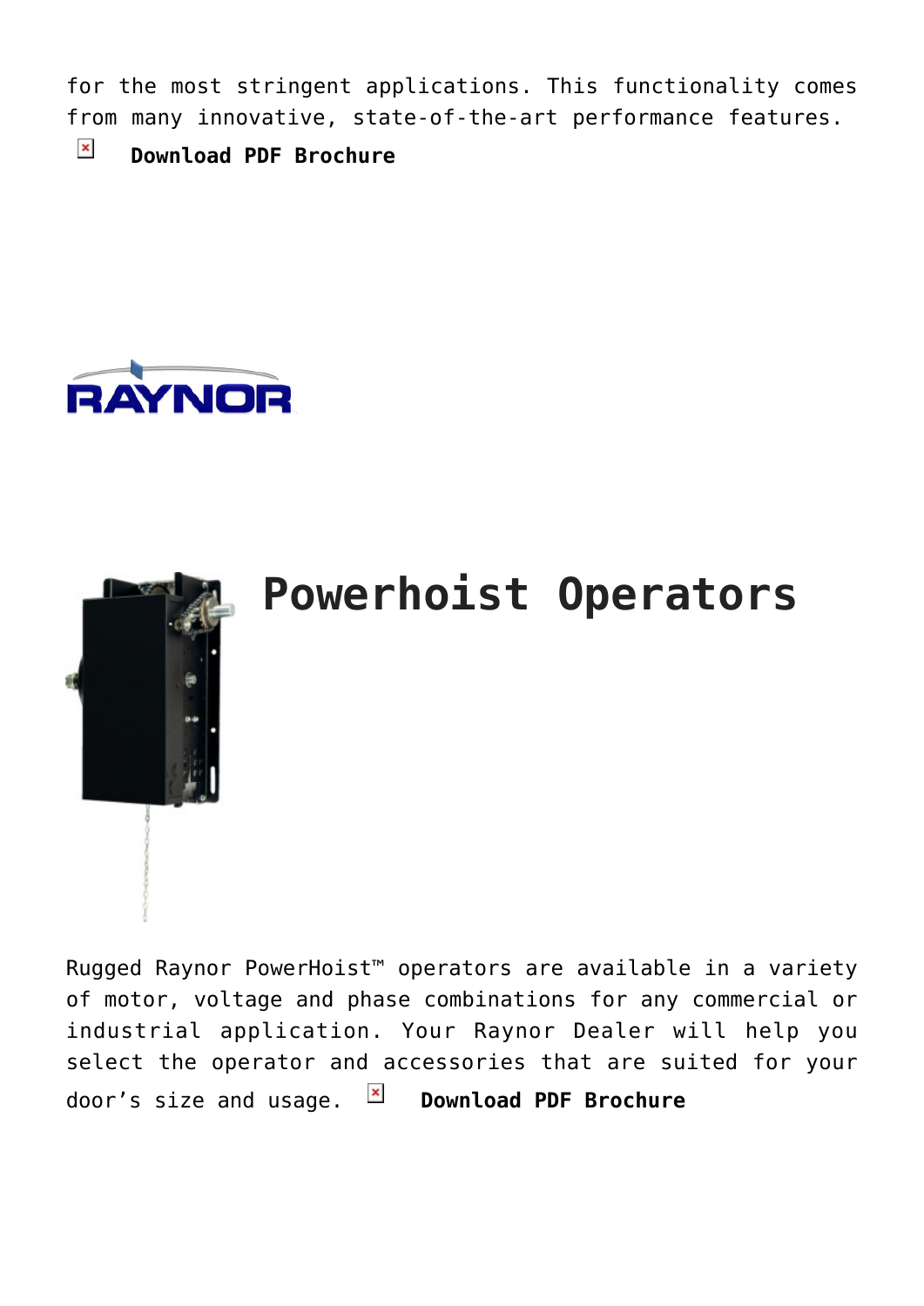for the most stringent applications. This functionality comes from many innovative, state-of-the-art performance features.

**Download PDF Brochure**

RAYNOR

# Powerhoist Operators

Rugged Raynor PowerHoist™ operators are available in a variety of motor, voltage and phase combinations for any commercial or industrial application. Your Raynor Dealer will help you select the operator and accessories that are suited for your door's size and usage. **Download PDF Brochure**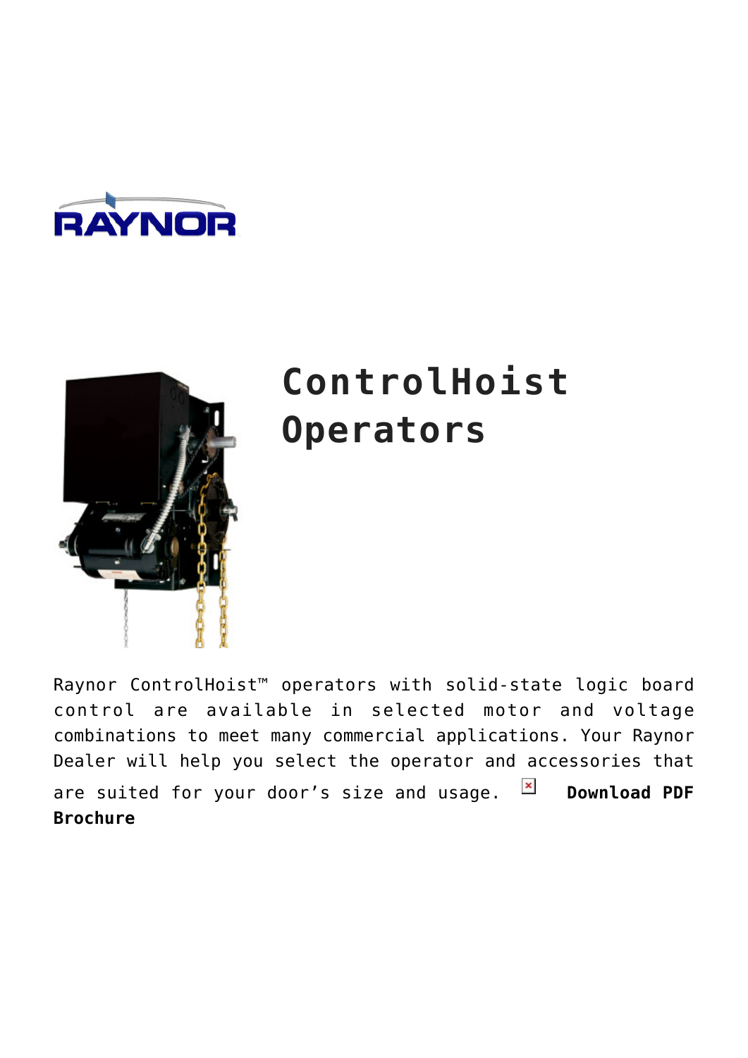# ControlHoist Operators

Raynor ControlHoist™ operators with solid-state logic board control are available in selected motor and voltage combinations to meet many commercial applications. Your Raynor Dealer will help you select the operator and accessories that are suited for your door's size and usage. **Download PDF Brochure**